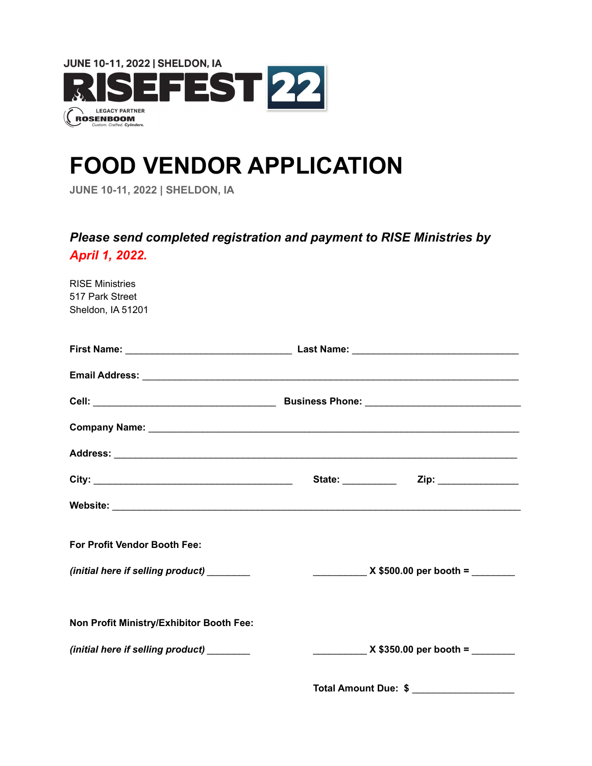JUNE 10-11, 2022 | SHELDON, IA

RISEFEST 22

LEGACY PARTNER
ROSENBOOM
Custom. Crafted. Cylinders.

# FOOD VENDOR APPLICATION

**JUNE 10-11, 2022 | SHELDON, IA**

***Please send completed registration and payment to RISE Ministries by April 1, 2022.***

RISE Ministries
517 Park Street
Sheldon, IA 51201

**First Name:** ______________________________ **Last Name:** ______________________________

**Email Address:** ______________________________________________________________________

**Cell:** _________________________________ **Business Phone:** ____________________________

**Company Name:** ____________________________________________________________________

**Address:** __________________________________________________________________________

**City:** ____________________________________ **State:** __________ **Zip:** _______________

**Website:** __________________________________________________________________________

**For Profit Vendor Booth Fee:**

***(initial here if selling product)*** ________ __________ **X $500.00 per booth =** ________

**Non Profit Ministry/Exhibitor Booth Fee:**

***(initial here if selling product)*** ________ __________ **X $350.00 per booth =** ________

**Total Amount Due: $** ___________________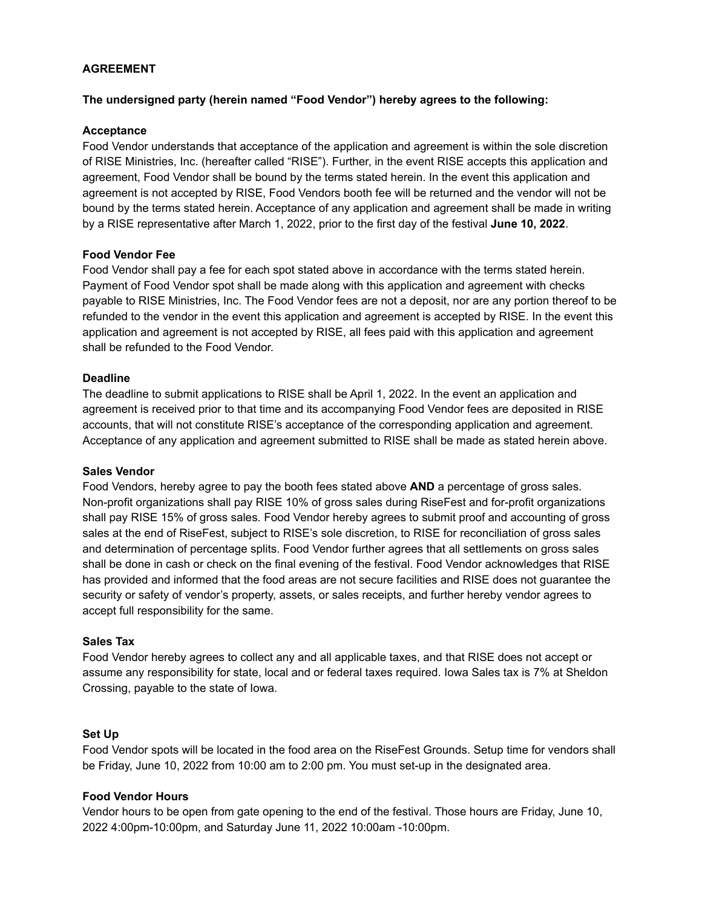**AGREEMENT**

**The undersigned party (herein named "Food Vendor") hereby agrees to the following:**

**Acceptance**

Food Vendor understands that acceptance of the application and agreement is within the sole discretion of RISE Ministries, Inc. (hereafter called "RISE"). Further, in the event RISE accepts this application and agreement, Food Vendor shall be bound by the terms stated herein. In the event this application and agreement is not accepted by RISE, Food Vendors booth fee will be returned and the vendor will not be bound by the terms stated herein. Acceptance of any application and agreement shall be made in writing by a RISE representative after March 1, 2022, prior to the first day of the festival **June 10, 2022**.

**Food Vendor Fee**

Food Vendor shall pay a fee for each spot stated above in accordance with the terms stated herein. Payment of Food Vendor spot shall be made along with this application and agreement with checks payable to RISE Ministries, Inc. The Food Vendor fees are not a deposit, nor are any portion thereof to be refunded to the vendor in the event this application and agreement is accepted by RISE. In the event this application and agreement is not accepted by RISE, all fees paid with this application and agreement shall be refunded to the Food Vendor.

**Deadline**

The deadline to submit applications to RISE shall be April 1, 2022. In the event an application and agreement is received prior to that time and its accompanying Food Vendor fees are deposited in RISE accounts, that will not constitute RISE's acceptance of the corresponding application and agreement. Acceptance of any application and agreement submitted to RISE shall be made as stated herein above.

**Sales Vendor**

Food Vendors, hereby agree to pay the booth fees stated above **AND** a percentage of gross sales. Non-profit organizations shall pay RISE 10% of gross sales during RiseFest and for-profit organizations shall pay RISE 15% of gross sales. Food Vendor hereby agrees to submit proof and accounting of gross sales at the end of RiseFest, subject to RISE's sole discretion, to RISE for reconciliation of gross sales and determination of percentage splits. Food Vendor further agrees that all settlements on gross sales shall be done in cash or check on the final evening of the festival. Food Vendor acknowledges that RISE has provided and informed that the food areas are not secure facilities and RISE does not guarantee the security or safety of vendor's property, assets, or sales receipts, and further hereby vendor agrees to accept full responsibility for the same.

**Sales Tax**

Food Vendor hereby agrees to collect any and all applicable taxes, and that RISE does not accept or assume any responsibility for state, local and or federal taxes required. Iowa Sales tax is 7% at Sheldon Crossing, payable to the state of Iowa.

**Set Up**

Food Vendor spots will be located in the food area on the RiseFest Grounds. Setup time for vendors shall be Friday, June 10, 2022 from 10:00 am to 2:00 pm. You must set-up in the designated area.

**Food Vendor Hours**

Vendor hours to be open from gate opening to the end of the festival. Those hours are Friday, June 10, 2022 4:00pm-10:00pm, and Saturday June 11, 2022 10:00am -10:00pm.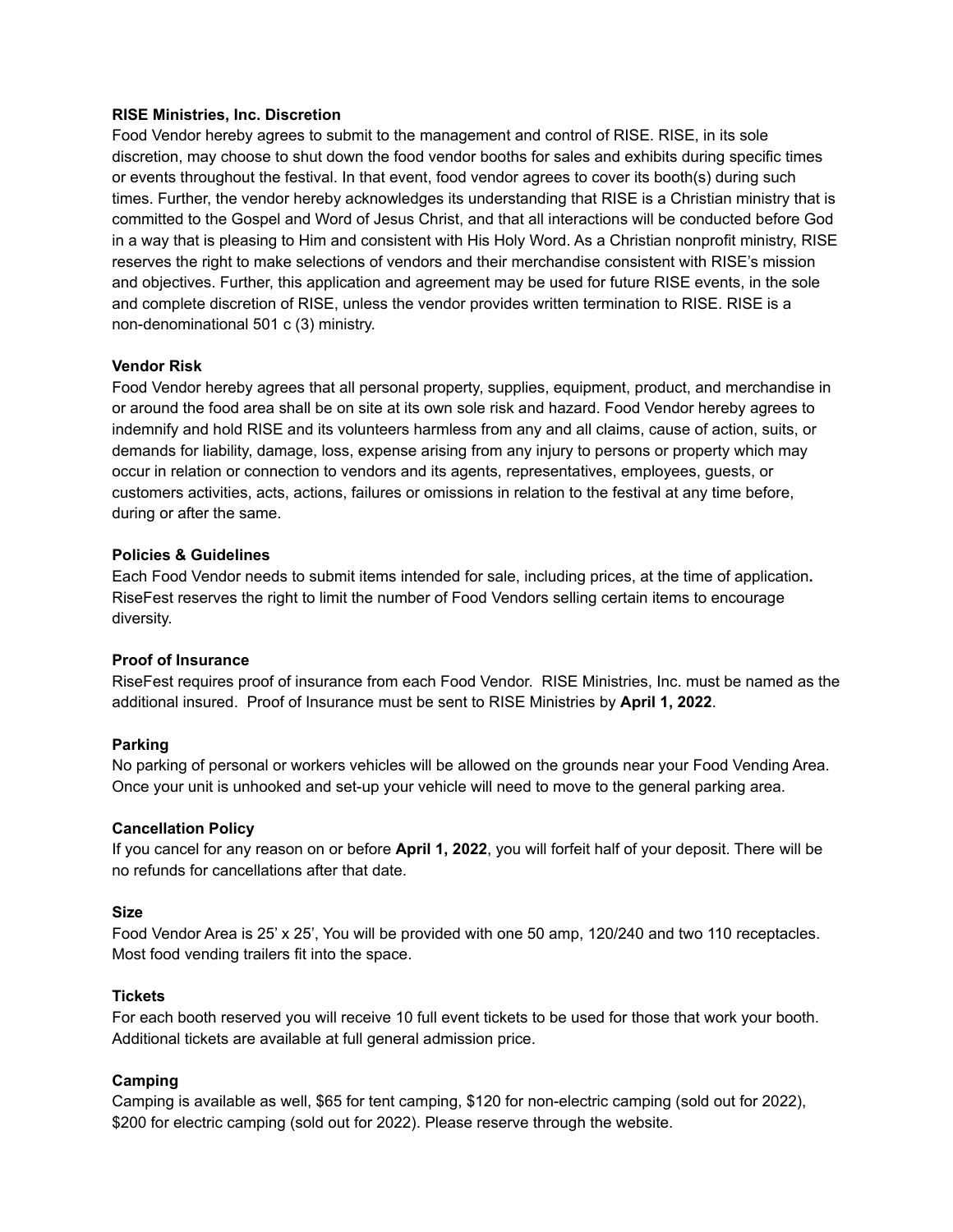**RISE Ministries, Inc. Discretion**

Food Vendor hereby agrees to submit to the management and control of RISE. RISE, in its sole discretion, may choose to shut down the food vendor booths for sales and exhibits during specific times or events throughout the festival. In that event, food vendor agrees to cover its booth(s) during such times. Further, the vendor hereby acknowledges its understanding that RISE is a Christian ministry that is committed to the Gospel and Word of Jesus Christ, and that all interactions will be conducted before God in a way that is pleasing to Him and consistent with His Holy Word. As a Christian nonprofit ministry, RISE reserves the right to make selections of vendors and their merchandise consistent with RISE's mission and objectives. Further, this application and agreement may be used for future RISE events, in the sole and complete discretion of RISE, unless the vendor provides written termination to RISE. RISE is a non-denominational 501 c (3) ministry.

**Vendor Risk**

Food Vendor hereby agrees that all personal property, supplies, equipment, product, and merchandise in or around the food area shall be on site at its own sole risk and hazard. Food Vendor hereby agrees to indemnify and hold RISE and its volunteers harmless from any and all claims, cause of action, suits, or demands for liability, damage, loss, expense arising from any injury to persons or property which may occur in relation or connection to vendors and its agents, representatives, employees, guests, or customers activities, acts, actions, failures or omissions in relation to the festival at any time before, during or after the same.

**Policies & Guidelines**

Each Food Vendor needs to submit items intended for sale, including prices, at the time of application**.** RiseFest reserves the right to limit the number of Food Vendors selling certain items to encourage diversity.

**Proof of Insurance**

RiseFest requires proof of insurance from each Food Vendor. RISE Ministries, Inc. must be named as the additional insured. Proof of Insurance must be sent to RISE Ministries by **April 1, 2022**.

**Parking**

No parking of personal or workers vehicles will be allowed on the grounds near your Food Vending Area. Once your unit is unhooked and set-up your vehicle will need to move to the general parking area.

**Cancellation Policy**

If you cancel for any reason on or before **April 1, 2022**, you will forfeit half of your deposit. There will be no refunds for cancellations after that date.

**Size**

Food Vendor Area is 25' x 25', You will be provided with one 50 amp, 120/240 and two 110 receptacles. Most food vending trailers fit into the space.

**Tickets**

For each booth reserved you will receive 10 full event tickets to be used for those that work your booth. Additional tickets are available at full general admission price.

**Camping**

Camping is available as well, $65 for tent camping, $120 for non-electric camping (sold out for 2022), $200 for electric camping (sold out for 2022). Please reserve through the website.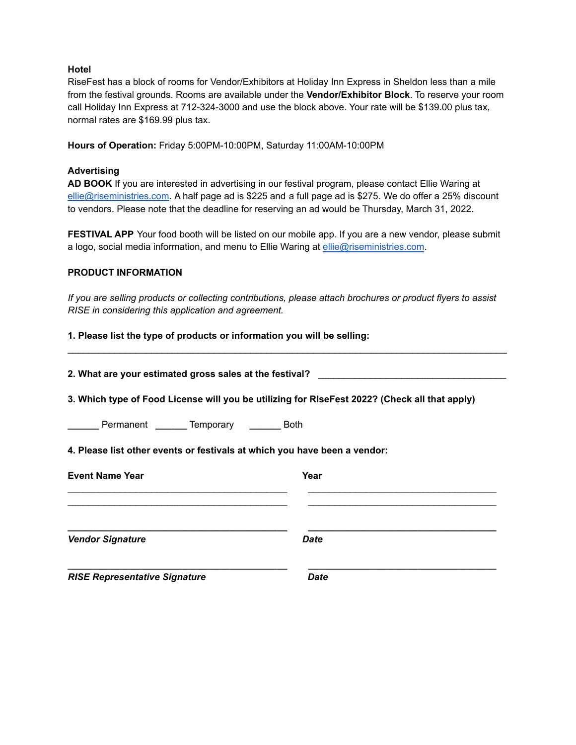**Hotel**
RiseFest has a block of rooms for Vendor/Exhibitors at Holiday Inn Express in Sheldon less than a mile from the festival grounds. Rooms are available under the **Vendor/Exhibitor Block**. To reserve your room call Holiday Inn Express at 712-324-3000 and use the block above. Your rate will be $139.00 plus tax, normal rates are $169.99 plus tax.

**Hours of Operation:** Friday 5:00PM-10:00PM, Saturday 11:00AM-10:00PM

**Advertising**
**AD BOOK** If you are interested in advertising in our festival program, please contact Ellie Waring at ellie@riseministries.com. A half page ad is $225 and a full page ad is $275. We do offer a 25% discount to vendors. Please note that the deadline for reserving an ad would be Thursday, March 31, 2022.

**FESTIVAL APP** Your food booth will be listed on our mobile app. If you are a new vendor, please submit a logo, social media information, and menu to Ellie Waring at ellie@riseministries.com.

**PRODUCT INFORMATION**

*If you are selling products or collecting contributions, please attach brochures or product flyers to assist RISE in considering this application and agreement.*

**1. Please list the type of products or information you will be selling:**

______________________________________________________________________________

**2. What are your estimated gross sales at the festival?** ___________________________________

**3. Which type of Food License will you be utilizing for RIseFest 2022? (Check all that apply)**

______ Permanent ______ Temporary ______ Both

**4. Please list other events or festivals at which you have been a vendor:**

| **Event Name Year** | **Year** |
| --- | --- |
| ________________________________________ | ___________________________________ |
| ________________________________________ | ___________________________________ |

________________________________________ ___________________________________
***Vendor Signature*** ***Date***

________________________________________ ___________________________________
***RISE Representative Signature*** ***Date***